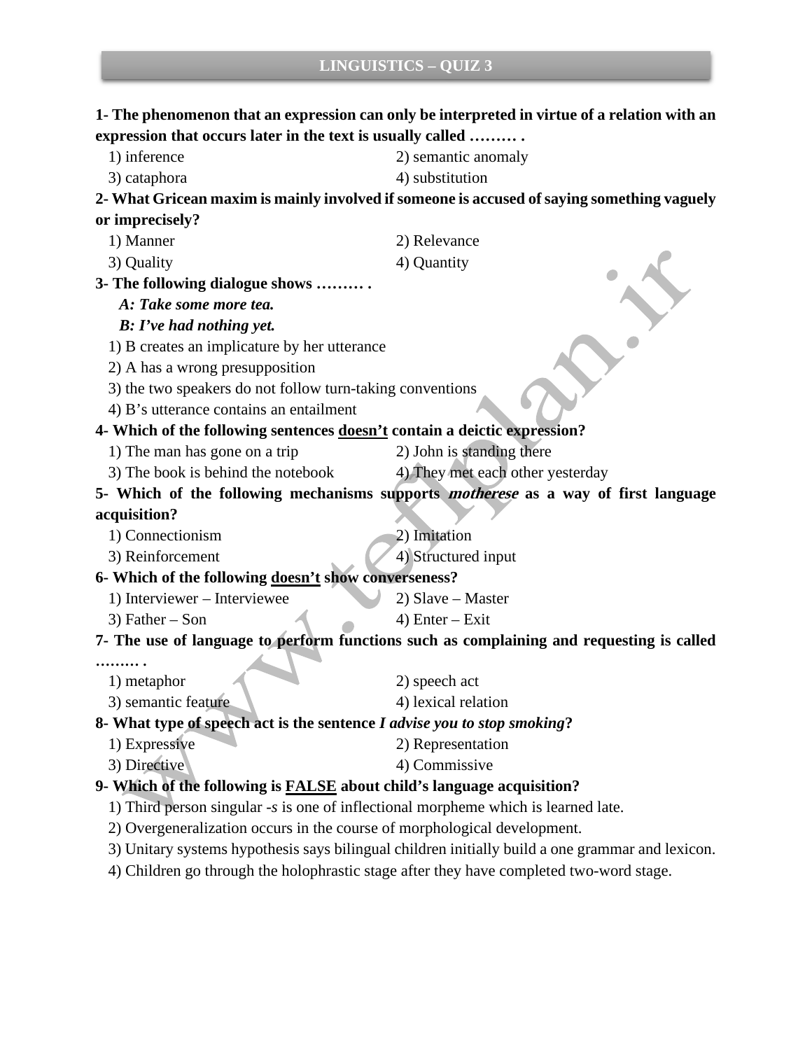# LINGUISTICS – QUIZ 3

**1- The phenomenon that an expression can only be interpreted in virtue of a relation with an expression that occurs later in the text is usually called ……… .**

1) inference
2) semantic anomaly
3) cataphora
4) substitution

**2- What Gricean maxim is mainly involved if someone is accused of saying something vaguely or imprecisely?**

1) Manner
2) Relevance
3) Quality
4) Quantity

**3- The following dialogue shows ……… .**

***A: Take some more tea.***
***B: I've had nothing yet.***

1) B creates an implicature by her utterance
2) A has a wrong presupposition
3) the two speakers do not follow turn-taking conventions
4) B's utterance contains an entailment

**4- Which of the following sentences <u>doesn't</u> contain a deictic expression?**

1) The man has gone on a trip
2) John is standing there
3) The book is behind the notebook
4) They met each other yesterday

**5- Which of the following mechanisms supports *motherese* as a way of first language acquisition?**

1) Connectionism
2) Imitation
3) Reinforcement
4) Structured input

**6- Which of the following <u>doesn't</u> show converseness?**

1) Interviewer – Interviewee
2) Slave – Master
3) Father – Son
4) Enter – Exit

**7- The use of language to perform functions such as complaining and requesting is called ……… .**

1) metaphor
2) speech act
3) semantic feature
4) lexical relation

**8- What type of speech act is the sentence *I advise you to stop smoking*?**

1) Expressive
2) Representation
3) Directive
4) Commissive

**9- Which of the following is <u>FALSE</u> about child's language acquisition?**

1) Third person singular *-s* is one of inflectional morpheme which is learned late.
2) Overgeneralization occurs in the course of morphological development.
3) Unitary systems hypothesis says bilingual children initially build a one grammar and lexicon.
4) Children go through the holophrastic stage after they have completed two-word stage.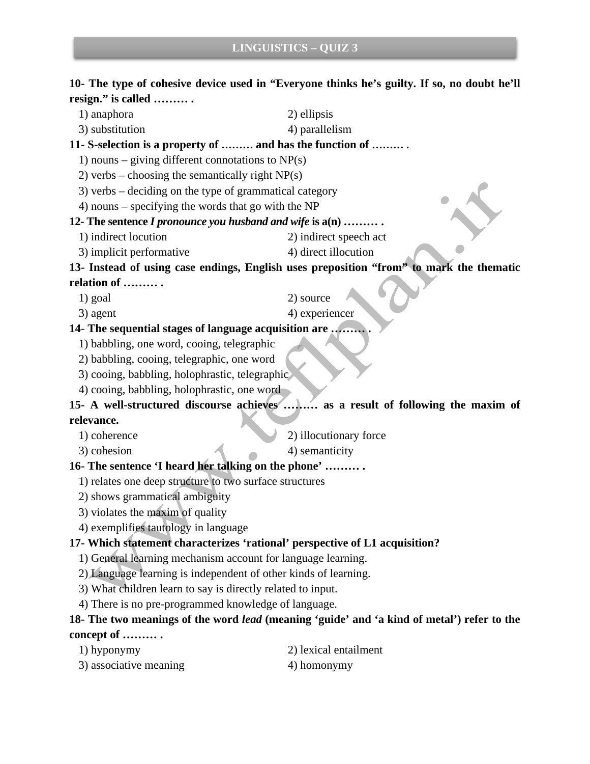**10- The type of cohesive device used in "Everyone thinks he's guilty. If so, no doubt he'll resign." is called ……… .**

1) anaphora
2) ellipsis
3) substitution
4) parallelism

**11- S-selection is a property of ……… and has the function of ……… .**

1) nouns – giving different connotations to NP(s)
2) verbs – choosing the semantically right NP(s)
3) verbs – deciding on the type of grammatical category
4) nouns – specifying the words that go with the NP

**12- The sentence *I pronounce you husband and wife* is a(n) ……… .**

1) indirect locution
2) indirect speech act
3) implicit performative
4) direct illocution

**13- Instead of using case endings, English uses preposition "from" to mark the thematic relation of ……… .**

1) goal
2) source
3) agent
4) experiencer

**14- The sequential stages of language acquisition are ……… .**

1) babbling, one word, cooing, telegraphic
2) babbling, cooing, telegraphic, one word
3) cooing, babbling, holophrastic, telegraphic
4) cooing, babbling, holophrastic, one word

**15- A well-structured discourse achieves ……… as a result of following the maxim of relevance.**

1) coherence
2) illocutionary force
3) cohesion
4) semanticity

**16- The sentence 'I heard her talking on the phone' ……… .**

1) relates one deep structure to two surface structures
2) shows grammatical ambiguity
3) violates the maxim of quality
4) exemplifies tautology in language

**17- Which statement characterizes 'rational' perspective of L1 acquisition?**

1) General learning mechanism account for language learning.
2) Language learning is independent of other kinds of learning.
3) What children learn to say is directly related to input.
4) There is no pre-programmed knowledge of language.

**18- The two meanings of the word *lead* (meaning 'guide' and 'a kind of metal') refer to the concept of ……… .**

1) hyponymy
2) lexical entailment
3) associative meaning
4) homonymy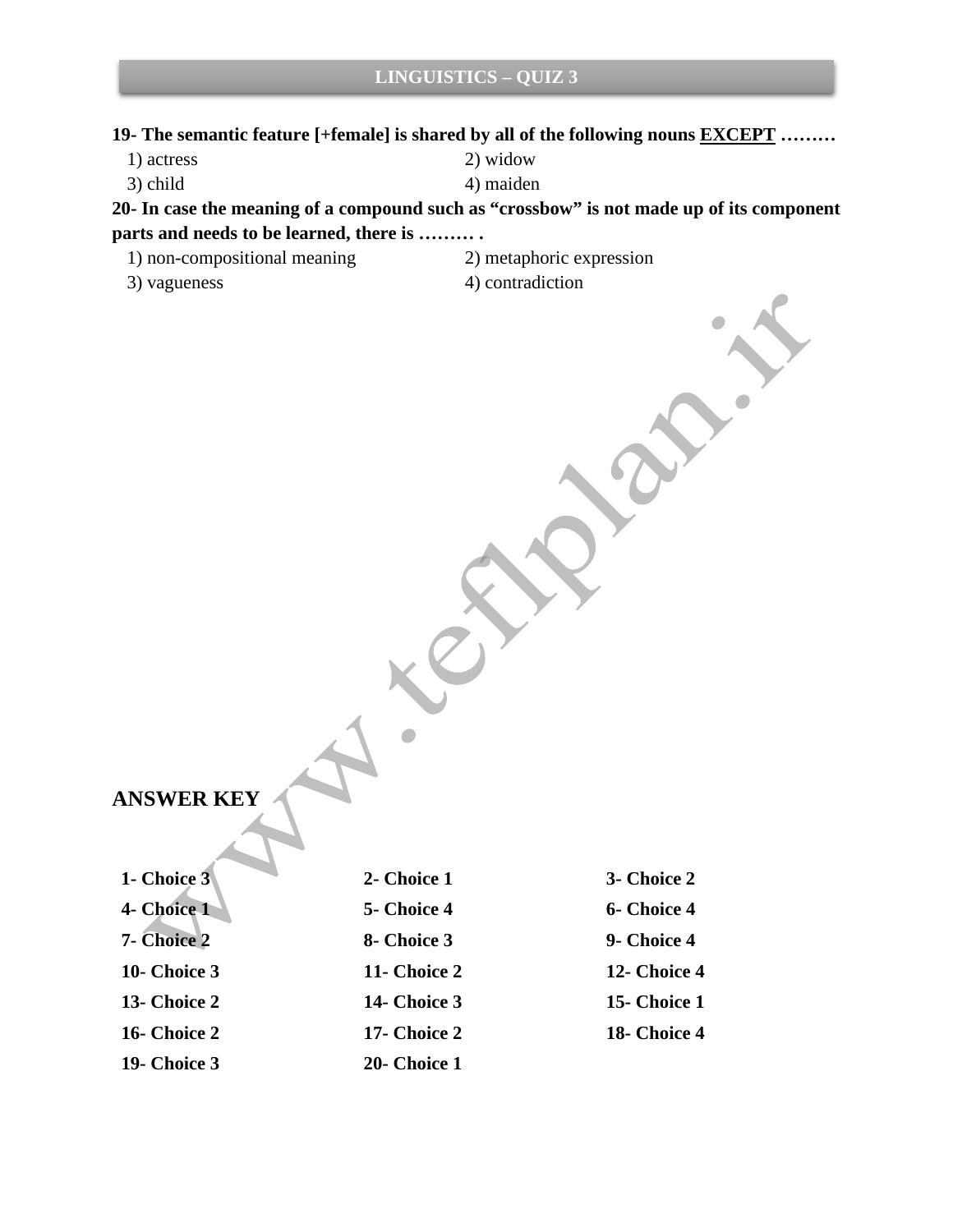**19- The semantic feature [+female] is shared by all of the following nouns EXCEPT ………**

1) actress
2) widow
3) child
4) maiden

**20- In case the meaning of a compound such as "crossbow" is not made up of its component parts and needs to be learned, there is ……… .**

1) non-compositional meaning
2) metaphoric expression
3) vagueness
4) contradiction

## ANSWER KEY

| | | |
|---|---|---|
| **1- Choice 3** | **2- Choice 1** | **3- Choice 2** |
| **4- Choice 1** | **5- Choice 4** | **6- Choice 4** |
| **7- Choice 2** | **8- Choice 3** | **9- Choice 4** |
| **10- Choice 3** | **11- Choice 2** | **12- Choice 4** |
| **13- Choice 2** | **14- Choice 3** | **15- Choice 1** |
| **16- Choice 2** | **17- Choice 2** | **18- Choice 4** |
| **19- Choice 3** | **20- Choice 1** | |